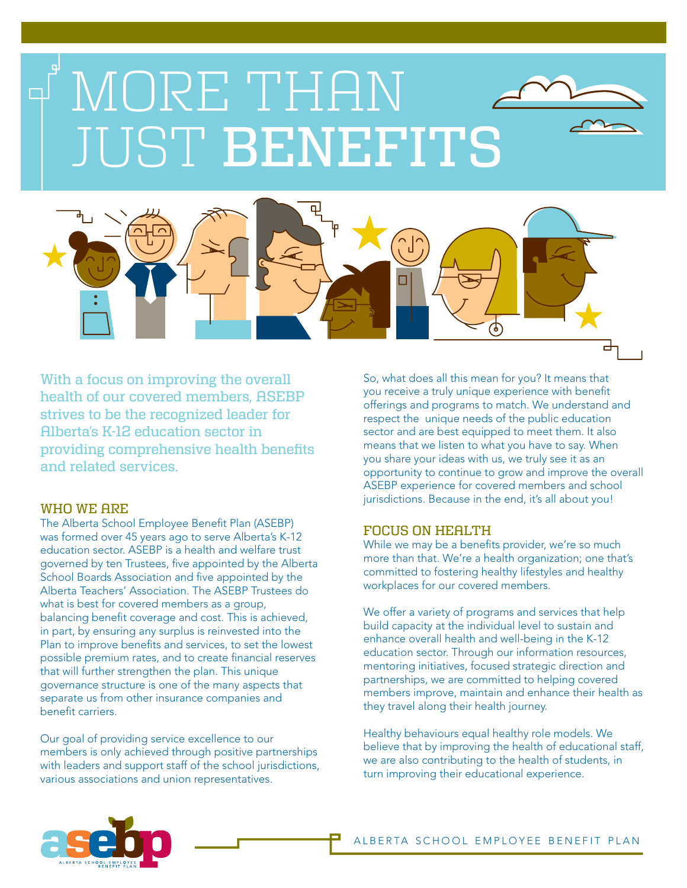# MORE THAN JUST BENEFITS

**With a focus on improving the overall health of our covered members, ASEBP strives to be the recognized leader for Alberta's K-12 education sector in providing comprehensive health benefits and related services.**

## WHO WE ARE

The Alberta School Employee Benefit Plan (ASEBP) was formed over 45 years ago to serve Alberta's K-12 education sector. ASEBP is a health and welfare trust governed by ten Trustees, five appointed by the Alberta School Boards Association and five appointed by the Alberta Teachers' Association. The ASEBP Trustees do what is best for covered members as a group, balancing benefit coverage and cost. This is achieved, in part, by ensuring any surplus is reinvested into the Plan to improve benefits and services, to set the lowest possible premium rates, and to create financial reserves that will further strengthen the plan. This unique governance structure is one of the many aspects that separate us from other insurance companies and benefit carriers.

Our goal of providing service excellence to our members is only achieved through positive partnerships with leaders and support staff of the school jurisdictions, various associations and union representatives.

So, what does all this mean for you? It means that you receive a truly unique experience with benefit offerings and programs to match. We understand and respect the unique needs of the public education sector and are best equipped to meet them. It also means that we listen to what you have to say. When you share your ideas with us, we truly see it as an opportunity to continue to grow and improve the overall ASEBP experience for covered members and school jurisdictions. Because in the end, it's all about you!

## FOCUS ON HEALTH

While we may be a benefits provider, we're so much more than that. We're a health organization; one that's committed to fostering healthy lifestyles and healthy workplaces for our covered members.

We offer a variety of programs and services that help build capacity at the individual level to sustain and enhance overall health and well-being in the K-12 education sector. Through our information resources, mentoring initiatives, focused strategic direction and partnerships, we are committed to helping covered members improve, maintain and enhance their health as they travel along their health journey.

Healthy behaviours equal healthy role models. We believe that by improving the health of educational staff, we are also contributing to the health of students, in turn improving their educational experience.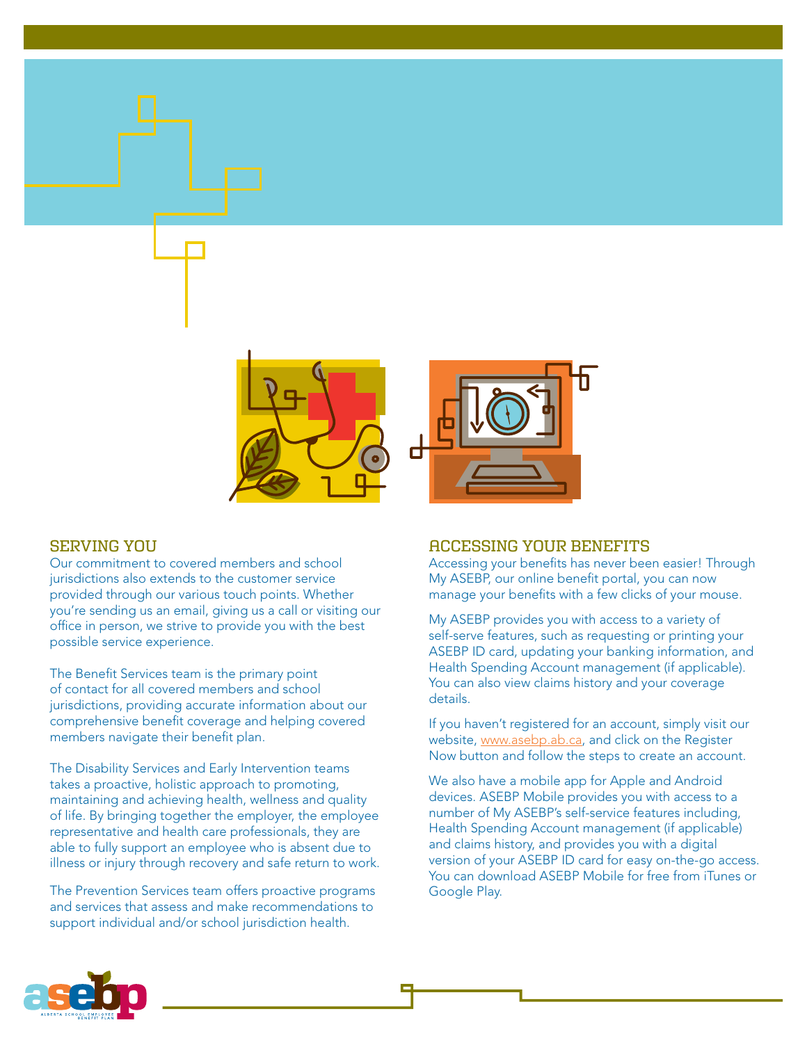## SERVING YOU

Our commitment to covered members and school jurisdictions also extends to the customer service provided through our various touch points. Whether you're sending us an email, giving us a call or visiting our office in person, we strive to provide you with the best possible service experience.

The Benefit Services team is the primary point of contact for all covered members and school jurisdictions, providing accurate information about our comprehensive benefit coverage and helping covered members navigate their benefit plan.

The Disability Services and Early Intervention teams takes a proactive, holistic approach to promoting, maintaining and achieving health, wellness and quality of life. By bringing together the employer, the employee representative and health care professionals, they are able to fully support an employee who is absent due to illness or injury through recovery and safe return to work.

The Prevention Services team offers proactive programs and services that assess and make recommendations to support individual and/or school jurisdiction health.

## ACCESSING YOUR BENEFITS

Accessing your benefits has never been easier! Through My ASEBP, our online benefit portal, you can now manage your benefits with a few clicks of your mouse.

My ASEBP provides you with access to a variety of self-serve features, such as requesting or printing your ASEBP ID card, updating your banking information, and Health Spending Account management (if applicable). You can also view claims history and your coverage details.

If you haven't registered for an account, simply visit our website, [www.asebp.ab.ca](http://www.asebp.ab.ca), and click on the Register Now button and follow the steps to create an account.

We also have a mobile app for Apple and Android devices. ASEBP Mobile provides you with access to a number of My ASEBP's self-service features including, Health Spending Account management (if applicable) and claims history, and provides you with a digital version of your ASEBP ID card for easy on-the-go access. You can download ASEBP Mobile for free from iTunes or Google Play.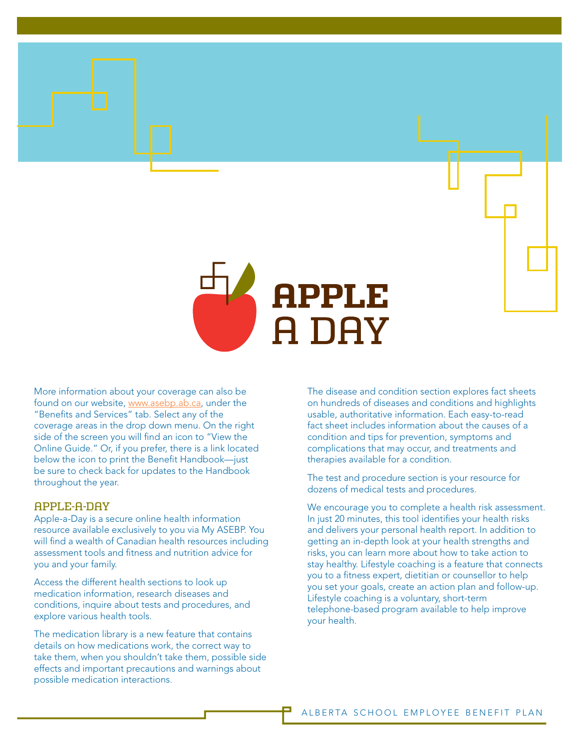# APPLE A DAY

More information about your coverage can also be found on our website, www.asebp.ab.ca, under the "Benefits and Services" tab. Select any of the coverage areas in the drop down menu. On the right side of the screen you will find an icon to "View the Online Guide." Or, if you prefer, there is a link located below the icon to print the Benefit Handbook—just be sure to check back for updates to the Handbook throughout the year.

## APPLE-A-DAY

Apple-a-Day is a secure online health information resource available exclusively to you via My ASEBP. You will find a wealth of Canadian health resources including assessment tools and fitness and nutrition advice for you and your family.

Access the different health sections to look up medication information, research diseases and conditions, inquire about tests and procedures, and explore various health tools.

The medication library is a new feature that contains details on how medications work, the correct way to take them, when you shouldn't take them, possible side effects and important precautions and warnings about possible medication interactions.

The disease and condition section explores fact sheets on hundreds of diseases and conditions and highlights usable, authoritative information. Each easy-to-read fact sheet includes information about the causes of a condition and tips for prevention, symptoms and complications that may occur, and treatments and therapies available for a condition.

The test and procedure section is your resource for dozens of medical tests and procedures.

We encourage you to complete a health risk assessment. In just 20 minutes, this tool identifies your health risks and delivers your personal health report. In addition to getting an in-depth look at your health strengths and risks, you can learn more about how to take action to stay healthy. Lifestyle coaching is a feature that connects you to a fitness expert, dietitian or counsellor to help you set your goals, create an action plan and follow-up. Lifestyle coaching is a voluntary, short-term telephone-based program available to help improve your health.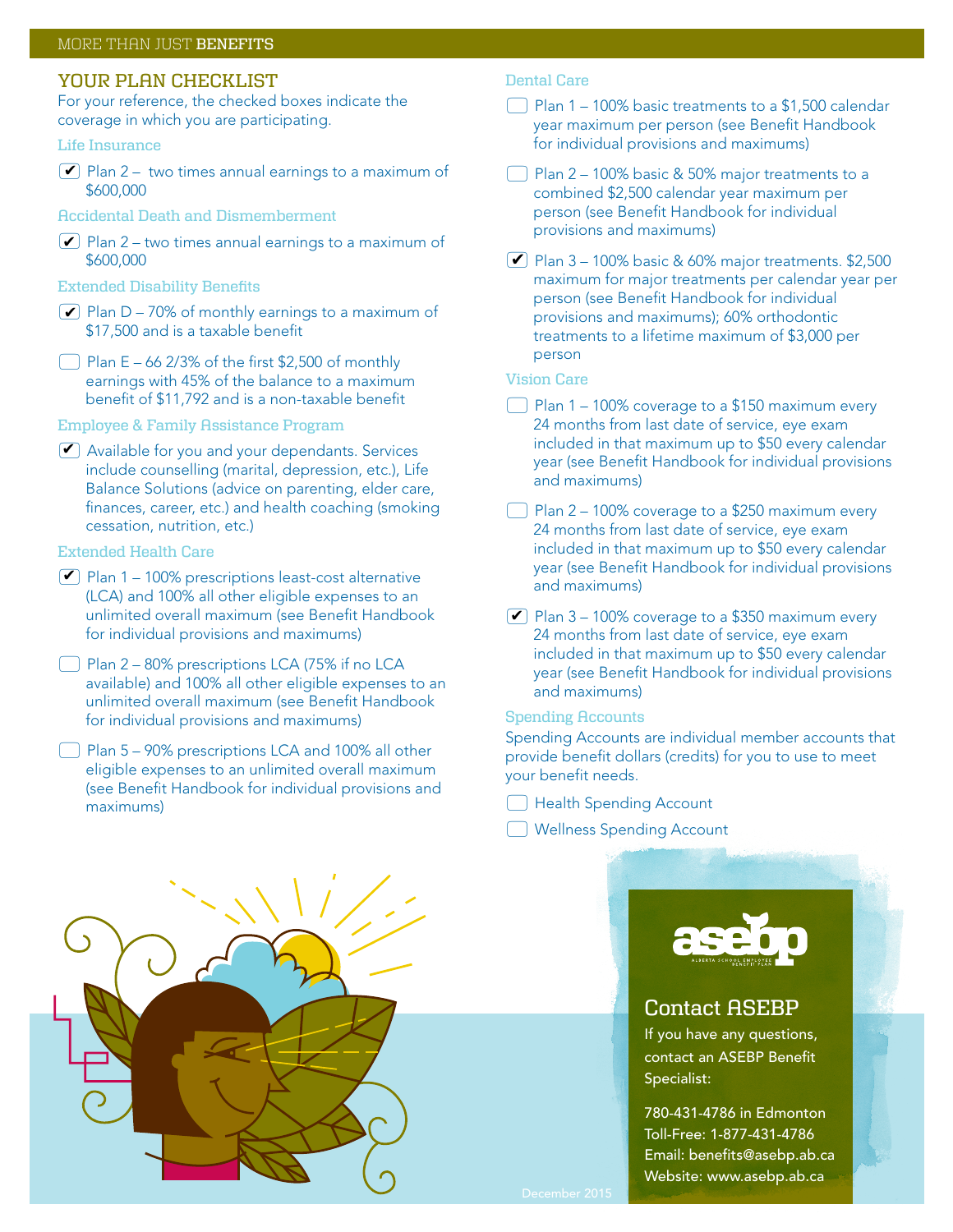## YOUR PLAN CHECKLIST

For your reference, the checked boxes indicate the coverage in which you are participating.

### Life Insurance

- [x] Plan 2 – two times annual earnings to a maximum of $600,000

### Accidental Death and Dismemberment

- [x] Plan 2 – two times annual earnings to a maximum of $600,000

### Extended Disability Benefits

- [x] Plan D – 70% of monthly earnings to a maximum of $17,500 and is a taxable benefit
- [ ] Plan E – 66 2/3% of the first $2,500 of monthly earnings with 45% of the balance to a maximum benefit of $11,792 and is a non-taxable benefit

### Employee & Family Assistance Program

- [x] Available for you and your dependants. Services include counselling (marital, depression, etc.), Life Balance Solutions (advice on parenting, elder care, finances, career, etc.) and health coaching (smoking cessation, nutrition, etc.)

### Extended Health Care

- [x] Plan 1 – 100% prescriptions least-cost alternative (LCA) and 100% all other eligible expenses to an unlimited overall maximum (see Benefit Handbook for individual provisions and maximums)
- [ ] Plan 2 – 80% prescriptions LCA (75% if no LCA available) and 100% all other eligible expenses to an unlimited overall maximum (see Benefit Handbook for individual provisions and maximums)
- [ ] Plan 5 – 90% prescriptions LCA and 100% all other eligible expenses to an unlimited overall maximum (see Benefit Handbook for individual provisions and maximums)

### Dental Care

- [ ] Plan 1 – 100% basic treatments to a $1,500 calendar year maximum per person (see Benefit Handbook for individual provisions and maximums)
- [ ] Plan 2 – 100% basic & 50% major treatments to a combined $2,500 calendar year maximum per person (see Benefit Handbook for individual provisions and maximums)
- [x] Plan 3 – 100% basic & 60% major treatments. $2,500 maximum for major treatments per calendar year per person (see Benefit Handbook for individual provisions and maximums); 60% orthodontic treatments to a lifetime maximum of $3,000 per person

### Vision Care

- [ ] Plan 1 – 100% coverage to a $150 maximum every 24 months from last date of service, eye exam included in that maximum up to $50 every calendar year (see Benefit Handbook for individual provisions and maximums)
- [ ] Plan 2 – 100% coverage to a $250 maximum every 24 months from last date of service, eye exam included in that maximum up to $50 every calendar year (see Benefit Handbook for individual provisions and maximums)
- [x] Plan 3 – 100% coverage to a $350 maximum every 24 months from last date of service, eye exam included in that maximum up to $50 every calendar year (see Benefit Handbook for individual provisions and maximums)

### Spending Accounts

Spending Accounts are individual member accounts that provide benefit dollars (credits) for you to use to meet your benefit needs.

- [ ] Health Spending Account
- [ ] Wellness Spending Account

asebp
ALBERTA SCHOOL EMPLOYEE BENEFIT PLAN

## Contact ASEBP

If you have any questions, contact an ASEBP Benefit Specialist:

780-431-4786 in Edmonton
Toll-Free: 1-877-431-4786
Email: benefits@asebp.ab.ca
Website: www.asebp.ab.ca

December 2015